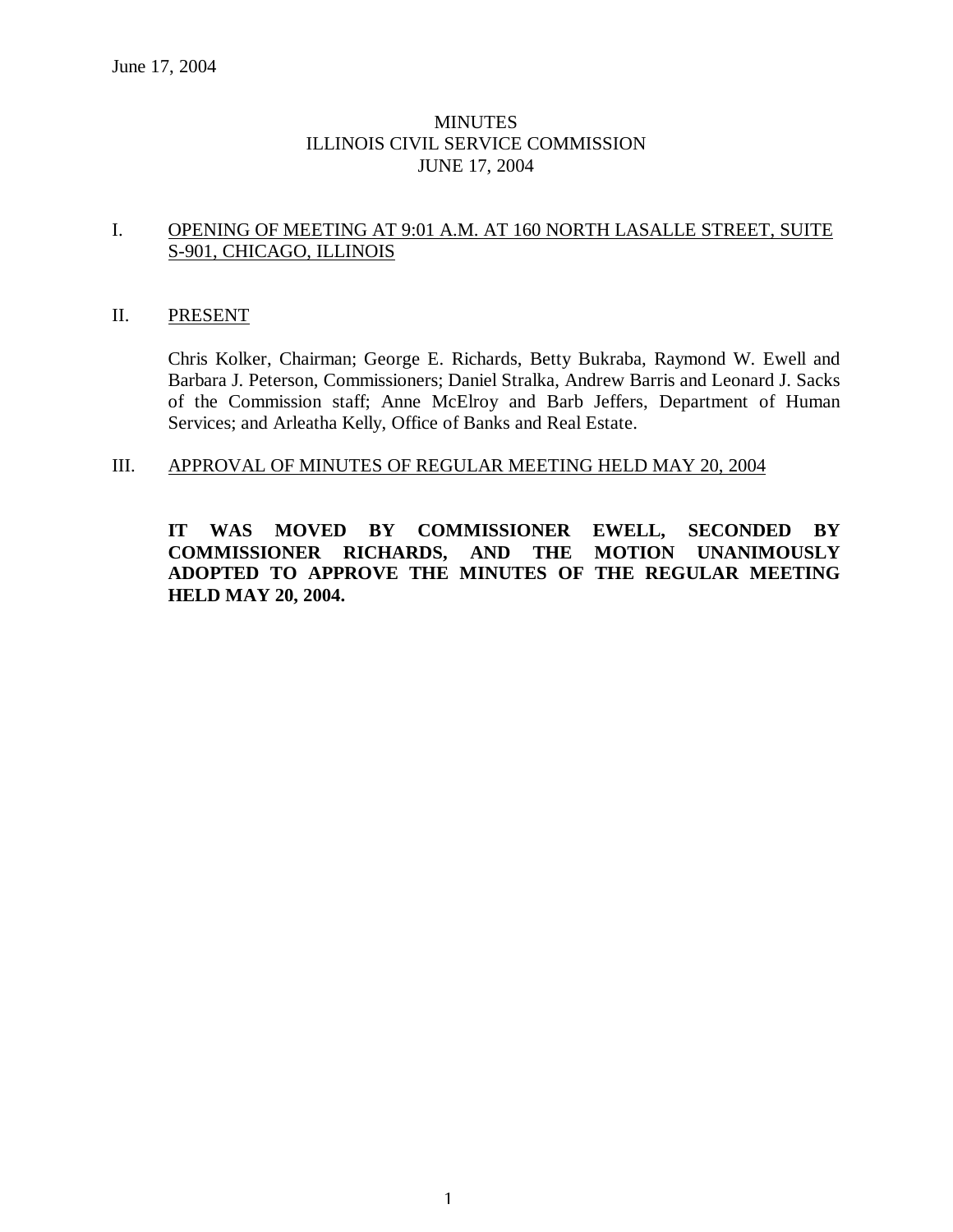June 17, 2004

# MINUTES
# ILLINOIS CIVIL SERVICE COMMISSION
# JUNE 17, 2004

## I. OPENING OF MEETING AT 9:01 A.M. AT 160 NORTH LASALLE STREET, SUITE S-901, CHICAGO, ILLINOIS

## II. PRESENT

Chris Kolker, Chairman; George E. Richards, Betty Bukraba, Raymond W. Ewell and Barbara J. Peterson, Commissioners; Daniel Stralka, Andrew Barris and Leonard J. Sacks of the Commission staff; Anne McElroy and Barb Jeffers, Department of Human Services; and Arleatha Kelly, Office of Banks and Real Estate.

## III. APPROVAL OF MINUTES OF REGULAR MEETING HELD MAY 20, 2004

**IT WAS MOVED BY COMMISSIONER EWELL, SECONDED BY COMMISSIONER RICHARDS, AND THE MOTION UNANIMOUSLY ADOPTED TO APPROVE THE MINUTES OF THE REGULAR MEETING HELD MAY 20, 2004.**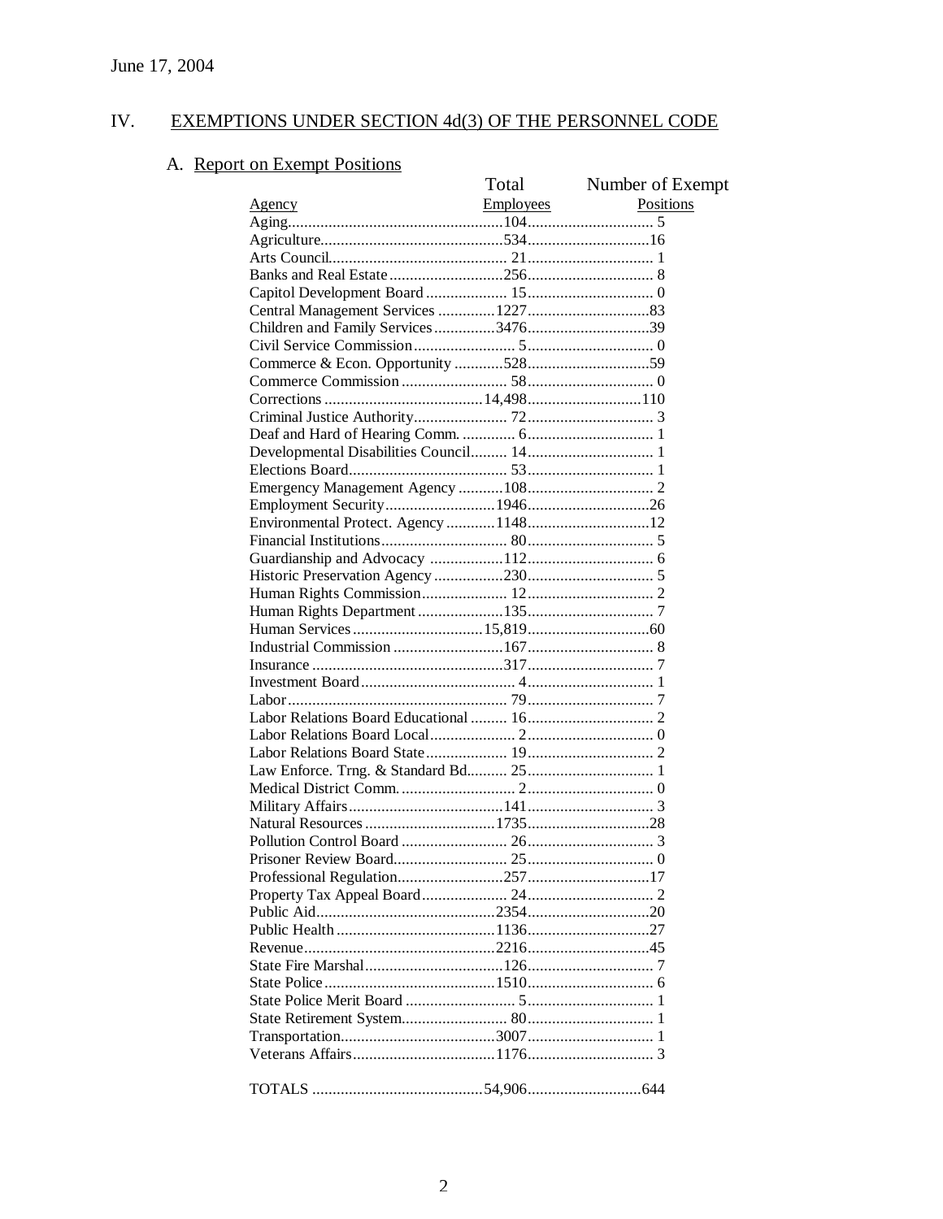June 17, 2004

## IV. EXEMPTIONS UNDER SECTION 4d(3) OF THE PERSONNEL CODE

### A. Report on Exempt Positions

| Agency | Total Employees | Number of Exempt Positions |
|---|---|---|
| Aging | 104 | 5 |
| Agriculture | 534 | 16 |
| Arts Council | 21 | 1 |
| Banks and Real Estate | 256 | 8 |
| Capitol Development Board | 15 | 0 |
| Central Management Services | 1227 | 83 |
| Children and Family Services | 3476 | 39 |
| Civil Service Commission | 5 | 0 |
| Commerce & Econ. Opportunity | 528 | 59 |
| Commerce Commission | 58 | 0 |
| Corrections | 14,498 | 110 |
| Criminal Justice Authority | 72 | 3 |
| Deaf and Hard of Hearing Comm. | 6 | 1 |
| Developmental Disabilities Council | 14 | 1 |
| Elections Board | 53 | 1 |
| Emergency Management Agency | 108 | 2 |
| Employment Security | 1946 | 26 |
| Environmental Protect. Agency | 1148 | 12 |
| Financial Institutions | 80 | 5 |
| Guardianship and Advocacy | 112 | 6 |
| Historic Preservation Agency | 230 | 5 |
| Human Rights Commission | 12 | 2 |
| Human Rights Department | 135 | 7 |
| Human Services | 15,819 | 60 |
| Industrial Commission | 167 | 8 |
| Insurance | 317 | 7 |
| Investment Board | 4 | 1 |
| Labor | 79 | 7 |
| Labor Relations Board Educational | 16 | 2 |
| Labor Relations Board Local | 2 | 0 |
| Labor Relations Board State | 19 | 2 |
| Law Enforce. Trng. & Standard Bd. | 25 | 1 |
| Medical District Comm. | 2 | 0 |
| Military Affairs | 141 | 3 |
| Natural Resources | 1735 | 28 |
| Pollution Control Board | 26 | 3 |
| Prisoner Review Board | 25 | 0 |
| Professional Regulation | 257 | 17 |
| Property Tax Appeal Board | 24 | 2 |
| Public Aid | 2354 | 20 |
| Public Health | 1136 | 27 |
| Revenue | 2216 | 45 |
| State Fire Marshal | 126 | 7 |
| State Police | 1510 | 6 |
| State Police Merit Board | 5 | 1 |
| State Retirement System | 80 | 1 |
| Transportation | 3007 | 1 |
| Veterans Affairs | 1176 | 3 |
| TOTALS | 54,906 | 644 |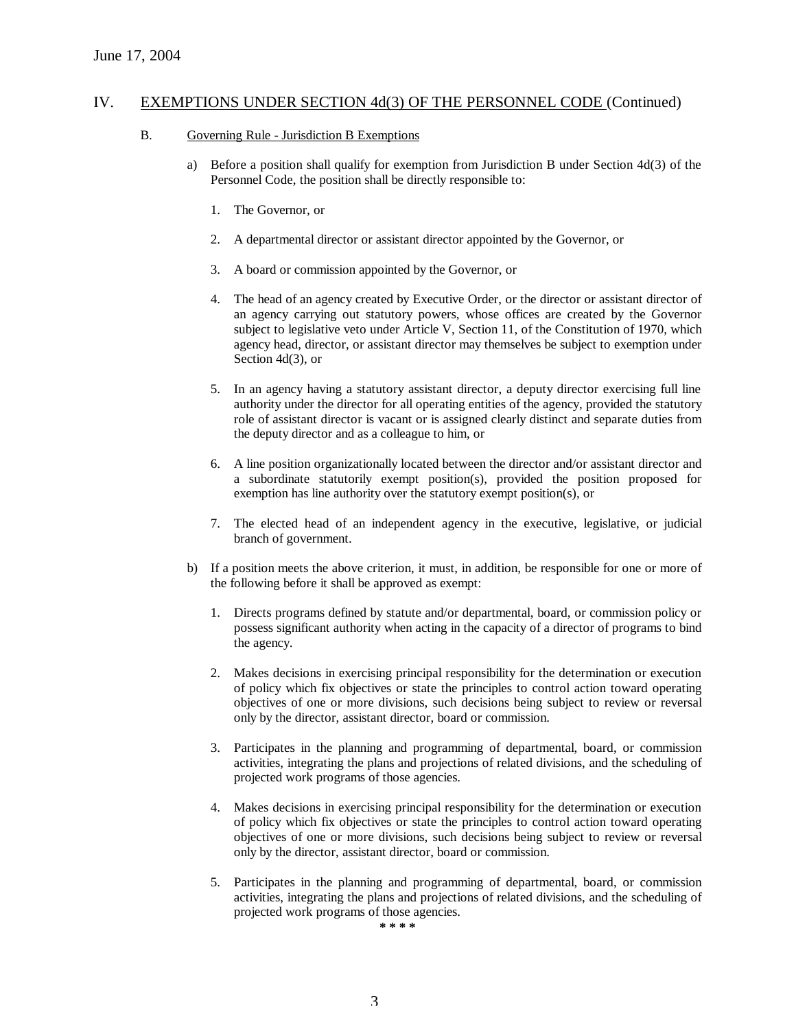June 17, 2004

## IV. EXEMPTIONS UNDER SECTION 4d(3) OF THE PERSONNEL CODE (Continued)

### B. Governing Rule - Jurisdiction B Exemptions

a) Before a position shall qualify for exemption from Jurisdiction B under Section 4d(3) of the Personnel Code, the position shall be directly responsible to:

1. The Governor, or
2. A departmental director or assistant director appointed by the Governor, or
3. A board or commission appointed by the Governor, or
4. The head of an agency created by Executive Order, or the director or assistant director of an agency carrying out statutory powers, whose offices are created by the Governor subject to legislative veto under Article V, Section 11, of the Constitution of 1970, which agency head, director, or assistant director may themselves be subject to exemption under Section 4d(3), or
5. In an agency having a statutory assistant director, a deputy director exercising full line authority under the director for all operating entities of the agency, provided the statutory role of assistant director is vacant or is assigned clearly distinct and separate duties from the deputy director and as a colleague to him, or
6. A line position organizationally located between the director and/or assistant director and a subordinate statutorily exempt position(s), provided the position proposed for exemption has line authority over the statutory exempt position(s), or
7. The elected head of an independent agency in the executive, legislative, or judicial branch of government.

b) If a position meets the above criterion, it must, in addition, be responsible for one or more of the following before it shall be approved as exempt:

1. Directs programs defined by statute and/or departmental, board, or commission policy or possess significant authority when acting in the capacity of a director of programs to bind the agency.
2. Makes decisions in exercising principal responsibility for the determination or execution of policy which fix objectives or state the principles to control action toward operating objectives of one or more divisions, such decisions being subject to review or reversal only by the director, assistant director, board or commission.
3. Participates in the planning and programming of departmental, board, or commission activities, integrating the plans and projections of related divisions, and the scheduling of projected work programs of those agencies.
4. Makes decisions in exercising principal responsibility for the determination or execution of policy which fix objectives or state the principles to control action toward operating objectives of one or more divisions, such decisions being subject to review or reversal only by the director, assistant director, board or commission.
5. Participates in the planning and programming of departmental, board, or commission activities, integrating the plans and projections of related divisions, and the scheduling of projected work programs of those agencies.

\* \* \* \*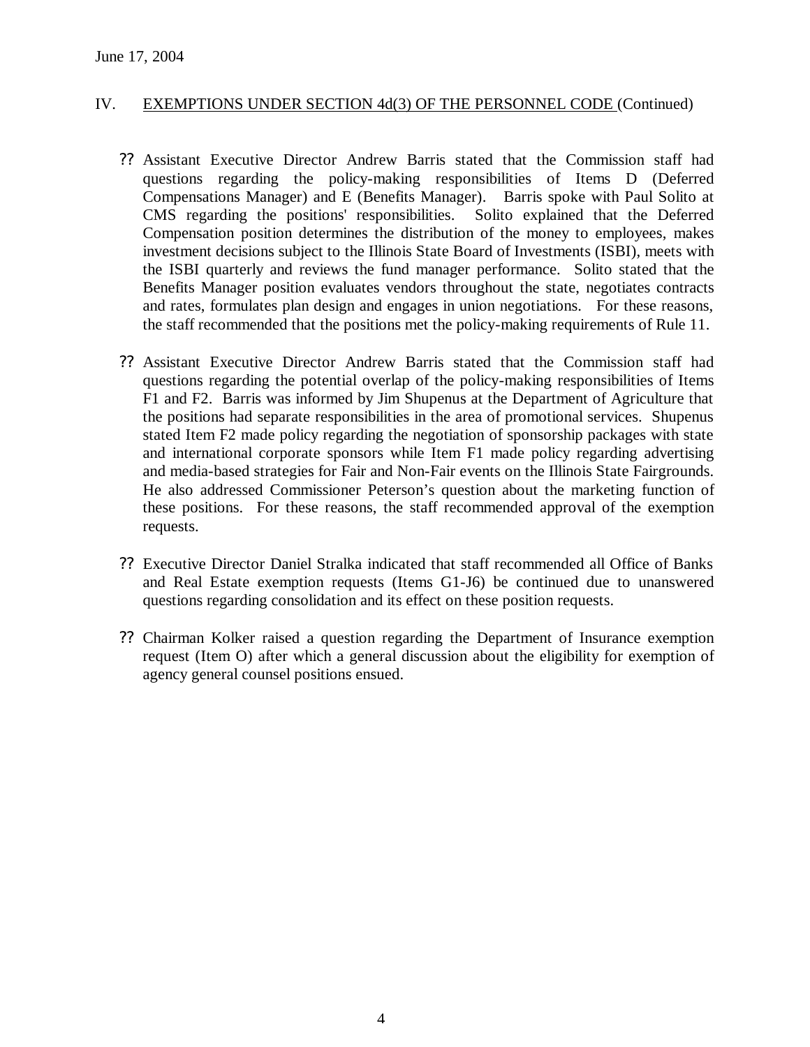June 17, 2004

## IV. EXEMPTIONS UNDER SECTION 4d(3) OF THE PERSONNEL CODE (Continued)

- Assistant Executive Director Andrew Barris stated that the Commission staff had questions regarding the policy-making responsibilities of Items D (Deferred Compensations Manager) and E (Benefits Manager). Barris spoke with Paul Solito at CMS regarding the positions' responsibilities. Solito explained that the Deferred Compensation position determines the distribution of the money to employees, makes investment decisions subject to the Illinois State Board of Investments (ISBI), meets with the ISBI quarterly and reviews the fund manager performance. Solito stated that the Benefits Manager position evaluates vendors throughout the state, negotiates contracts and rates, formulates plan design and engages in union negotiations. For these reasons, the staff recommended that the positions met the policy-making requirements of Rule 11.

- Assistant Executive Director Andrew Barris stated that the Commission staff had questions regarding the potential overlap of the policy-making responsibilities of Items F1 and F2. Barris was informed by Jim Shupenus at the Department of Agriculture that the positions had separate responsibilities in the area of promotional services. Shupenus stated Item F2 made policy regarding the negotiation of sponsorship packages with state and international corporate sponsors while Item F1 made policy regarding advertising and media-based strategies for Fair and Non-Fair events on the Illinois State Fairgrounds. He also addressed Commissioner Peterson's question about the marketing function of these positions. For these reasons, the staff recommended approval of the exemption requests.

- Executive Director Daniel Stralka indicated that staff recommended all Office of Banks and Real Estate exemption requests (Items G1-J6) be continued due to unanswered questions regarding consolidation and its effect on these position requests.

- Chairman Kolker raised a question regarding the Department of Insurance exemption request (Item O) after which a general discussion about the eligibility for exemption of agency general counsel positions ensued.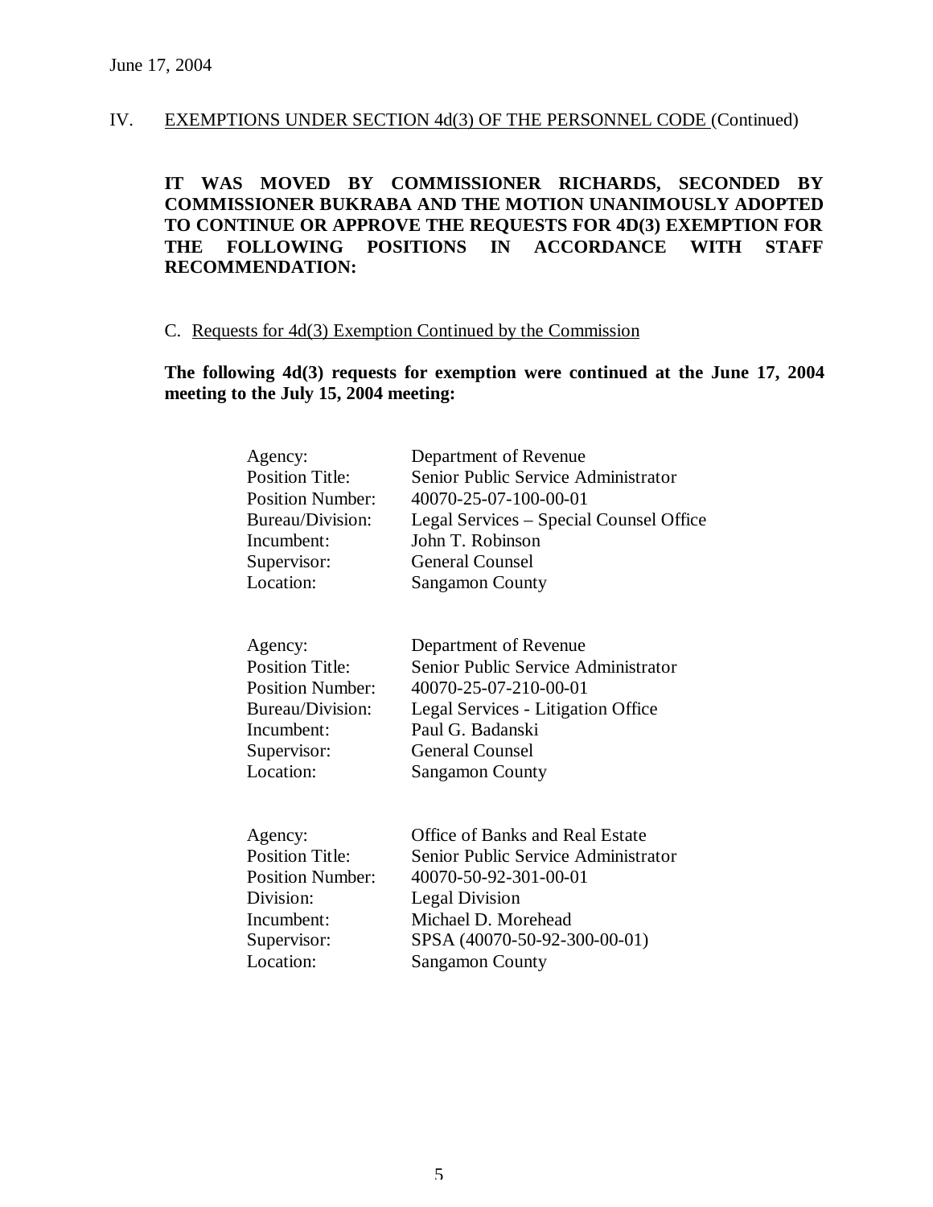June 17, 2004

IV. EXEMPTIONS UNDER SECTION 4d(3) OF THE PERSONNEL CODE (Continued)

**IT WAS MOVED BY COMMISSIONER RICHARDS, SECONDED BY COMMISSIONER BUKRABA AND THE MOTION UNANIMOUSLY ADOPTED TO CONTINUE OR APPROVE THE REQUESTS FOR 4D(3) EXEMPTION FOR THE FOLLOWING POSITIONS IN ACCORDANCE WITH STAFF RECOMMENDATION:**

C. Requests for 4d(3) Exemption Continued by the Commission

**The following 4d(3) requests for exemption were continued at the June 17, 2004 meeting to the July 15, 2004 meeting:**

| | |
|---|---|
| Agency: | Department of Revenue |
| Position Title: | Senior Public Service Administrator |
| Position Number: | 40070-25-07-100-00-01 |
| Bureau/Division: | Legal Services – Special Counsel Office |
| Incumbent: | John T. Robinson |
| Supervisor: | General Counsel |
| Location: | Sangamon County |

| | |
|---|---|
| Agency: | Department of Revenue |
| Position Title: | Senior Public Service Administrator |
| Position Number: | 40070-25-07-210-00-01 |
| Bureau/Division: | Legal Services - Litigation Office |
| Incumbent: | Paul G. Badanski |
| Supervisor: | General Counsel |
| Location: | Sangamon County |

| | |
|---|---|
| Agency: | Office of Banks and Real Estate |
| Position Title: | Senior Public Service Administrator |
| Position Number: | 40070-50-92-301-00-01 |
| Division: | Legal Division |
| Incumbent: | Michael D. Morehead |
| Supervisor: | SPSA (40070-50-92-300-00-01) |
| Location: | Sangamon County |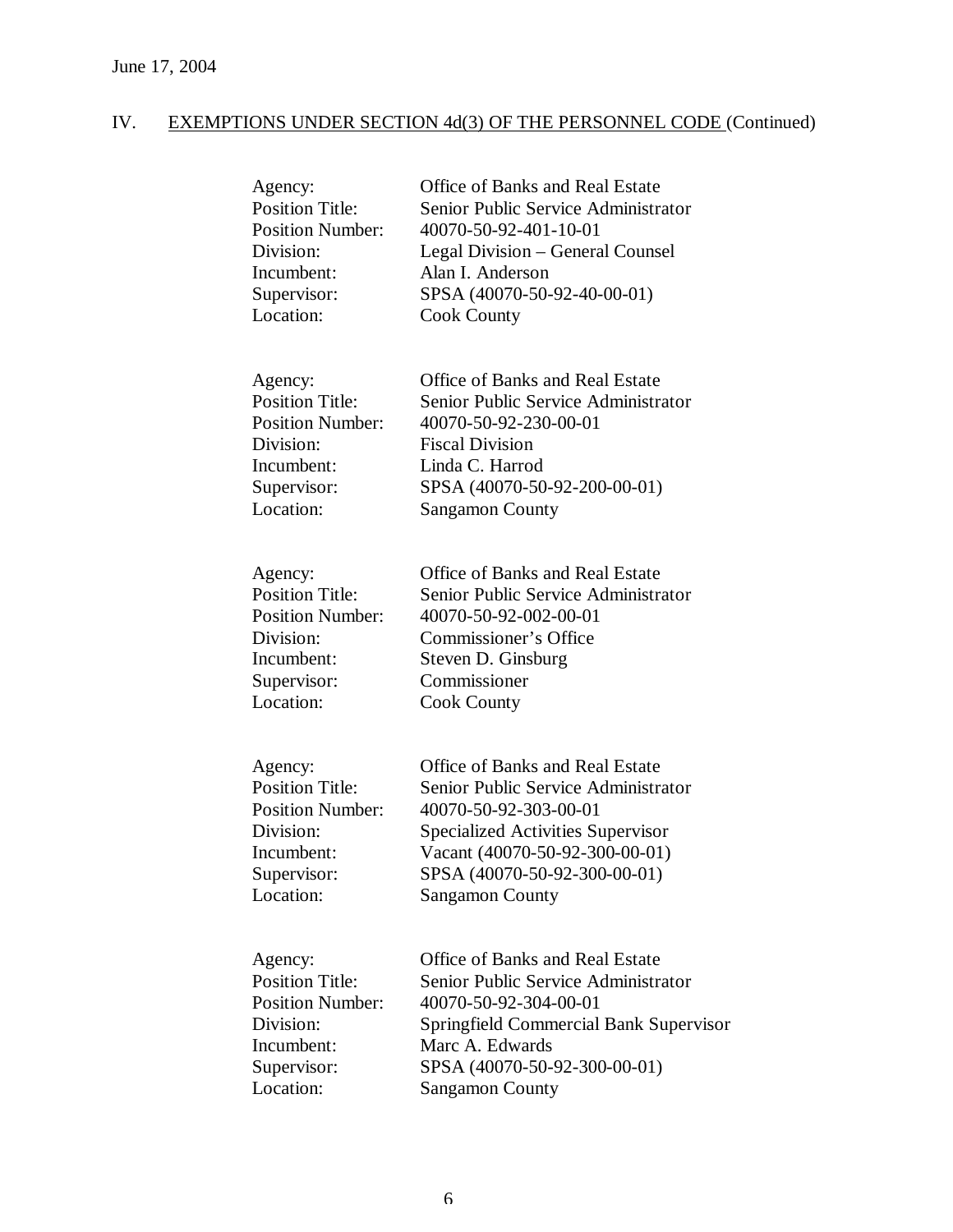June 17, 2004

## IV. <u>EXEMPTIONS UNDER SECTION 4d(3) OF THE PERSONNEL CODE</u> (Continued)

Agency: Office of Banks and Real Estate
Position Title: Senior Public Service Administrator
Position Number: 40070-50-92-401-10-01
Division: Legal Division – General Counsel
Incumbent: Alan I. Anderson
Supervisor: SPSA (40070-50-92-40-00-01)
Location: Cook County

Agency: Office of Banks and Real Estate
Position Title: Senior Public Service Administrator
Position Number: 40070-50-92-230-00-01
Division: Fiscal Division
Incumbent: Linda C. Harrod
Supervisor: SPSA (40070-50-92-200-00-01)
Location: Sangamon County

Agency: Office of Banks and Real Estate
Position Title: Senior Public Service Administrator
Position Number: 40070-50-92-002-00-01
Division: Commissioner's Office
Incumbent: Steven D. Ginsburg
Supervisor: Commissioner
Location: Cook County

Agency: Office of Banks and Real Estate
Position Title: Senior Public Service Administrator
Position Number: 40070-50-92-303-00-01
Division: Specialized Activities Supervisor
Incumbent: Vacant (40070-50-92-300-00-01)
Supervisor: SPSA (40070-50-92-300-00-01)
Location: Sangamon County

Agency: Office of Banks and Real Estate
Position Title: Senior Public Service Administrator
Position Number: 40070-50-92-304-00-01
Division: Springfield Commercial Bank Supervisor
Incumbent: Marc A. Edwards
Supervisor: SPSA (40070-50-92-300-00-01)
Location: Sangamon County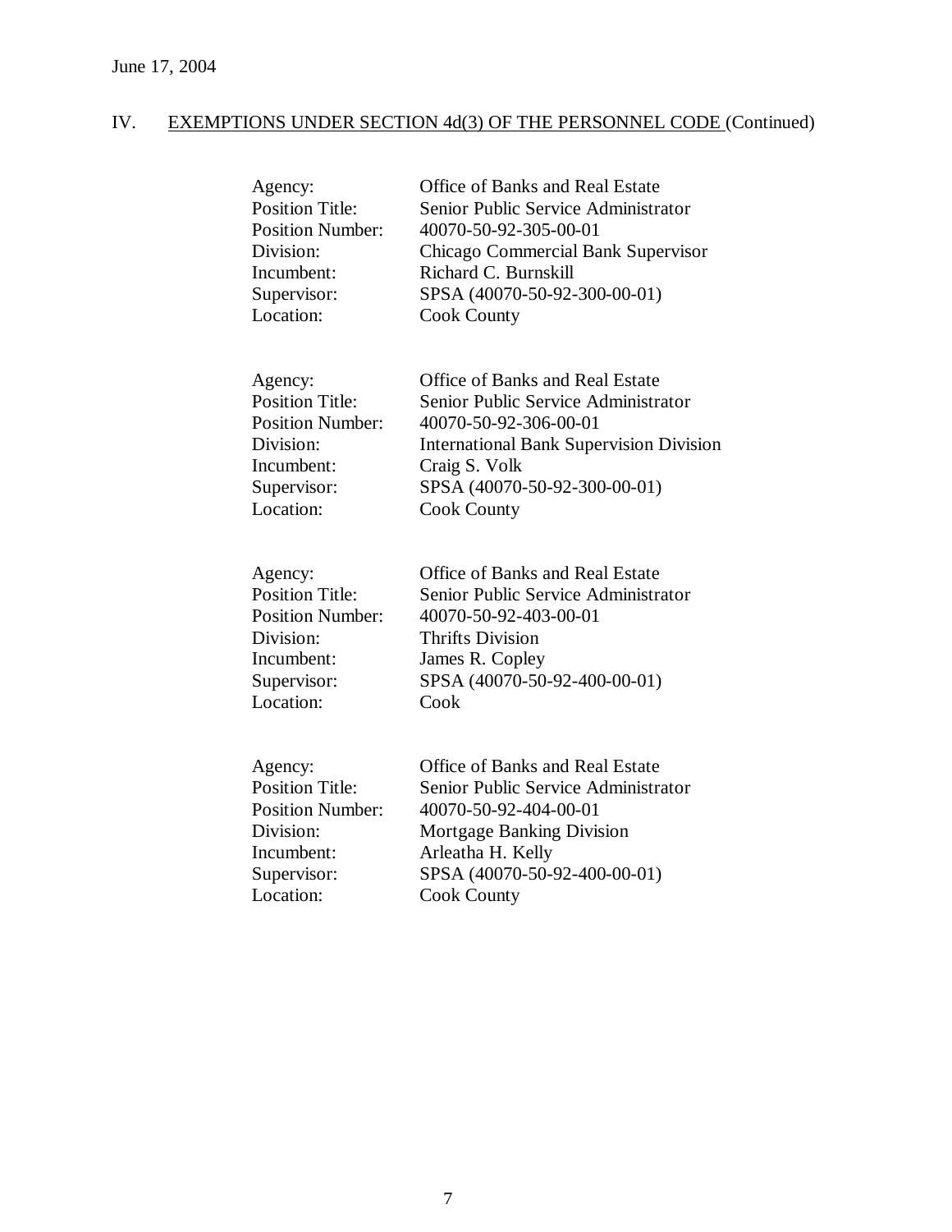June 17, 2004

IV. <u>EXEMPTIONS UNDER SECTION 4d(3) OF THE PERSONNEL CODE</u> (Continued)

| | |
|---|---|
| Agency: | Office of Banks and Real Estate |
| Position Title: | Senior Public Service Administrator |
| Position Number: | 40070-50-92-305-00-01 |
| Division: | Chicago Commercial Bank Supervisor |
| Incumbent: | Richard C. Burnskill |
| Supervisor: | SPSA (40070-50-92-300-00-01) |
| Location: | Cook County |

| | |
|---|---|
| Agency: | Office of Banks and Real Estate |
| Position Title: | Senior Public Service Administrator |
| Position Number: | 40070-50-92-306-00-01 |
| Division: | International Bank Supervision Division |
| Incumbent: | Craig S. Volk |
| Supervisor: | SPSA (40070-50-92-300-00-01) |
| Location: | Cook County |

| | |
|---|---|
| Agency: | Office of Banks and Real Estate |
| Position Title: | Senior Public Service Administrator |
| Position Number: | 40070-50-92-403-00-01 |
| Division: | Thrifts Division |
| Incumbent: | James R. Copley |
| Supervisor: | SPSA (40070-50-92-400-00-01) |
| Location: | Cook |

| | |
|---|---|
| Agency: | Office of Banks and Real Estate |
| Position Title: | Senior Public Service Administrator |
| Position Number: | 40070-50-92-404-00-01 |
| Division: | Mortgage Banking Division |
| Incumbent: | Arleatha H. Kelly |
| Supervisor: | SPSA (40070-50-92-400-00-01) |
| Location: | Cook County |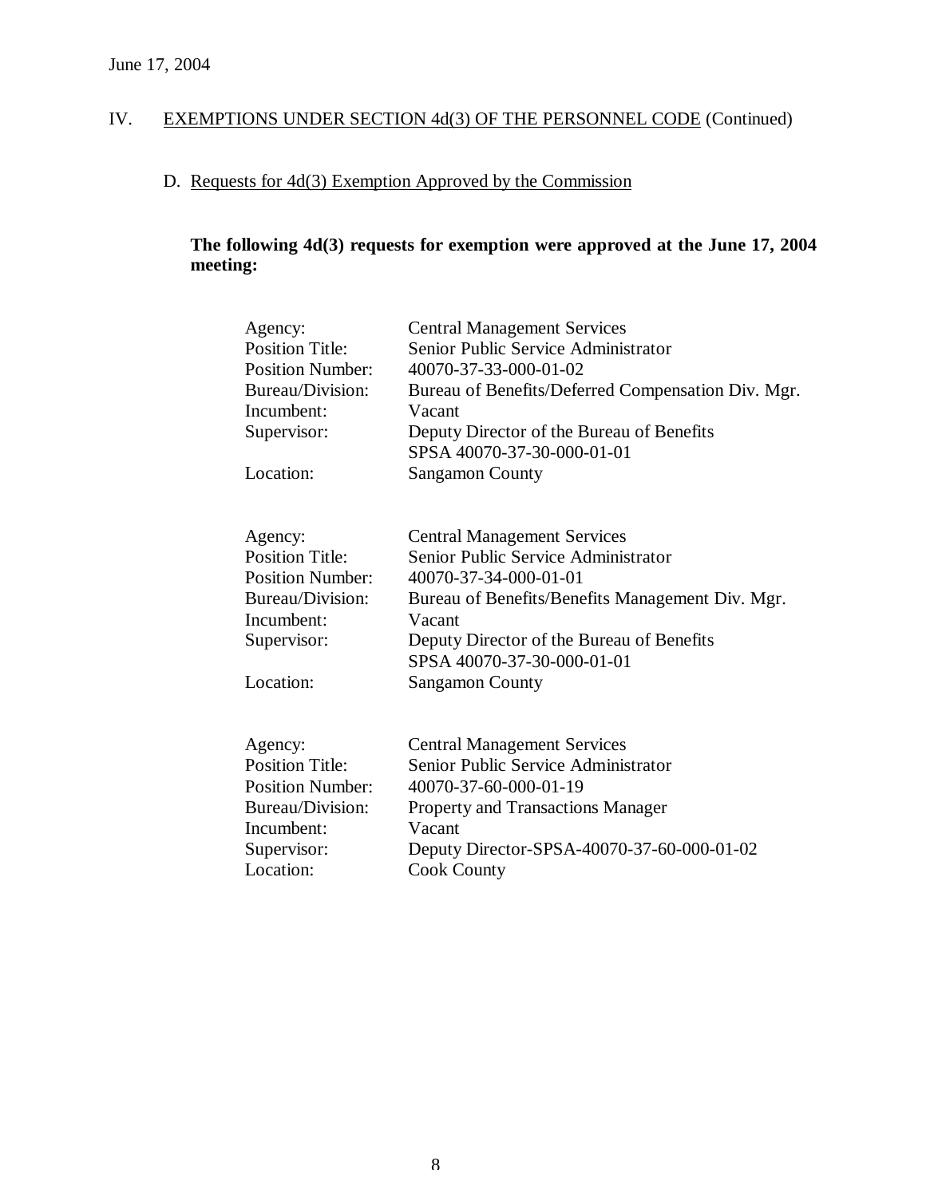June 17, 2004

## IV. EXEMPTIONS UNDER SECTION 4d(3) OF THE PERSONNEL CODE (Continued)

### D. Requests for 4d(3) Exemption Approved by the Commission

**The following 4d(3) requests for exemption were approved at the June 17, 2004 meeting:**

| | |
|---|---|
| Agency: | Central Management Services |
| Position Title: | Senior Public Service Administrator |
| Position Number: | 40070-37-33-000-01-02 |
| Bureau/Division: | Bureau of Benefits/Deferred Compensation Div. Mgr. |
| Incumbent: | Vacant |
| Supervisor: | Deputy Director of the Bureau of Benefits<br>SPSA 40070-37-30-000-01-01 |
| Location: | Sangamon County |

| | |
|---|---|
| Agency: | Central Management Services |
| Position Title: | Senior Public Service Administrator |
| Position Number: | 40070-37-34-000-01-01 |
| Bureau/Division: | Bureau of Benefits/Benefits Management Div. Mgr. |
| Incumbent: | Vacant |
| Supervisor: | Deputy Director of the Bureau of Benefits<br>SPSA 40070-37-30-000-01-01 |
| Location: | Sangamon County |

| | |
|---|---|
| Agency: | Central Management Services |
| Position Title: | Senior Public Service Administrator |
| Position Number: | 40070-37-60-000-01-19 |
| Bureau/Division: | Property and Transactions Manager |
| Incumbent: | Vacant |
| Supervisor: | Deputy Director-SPSA-40070-37-60-000-01-02 |
| Location: | Cook County |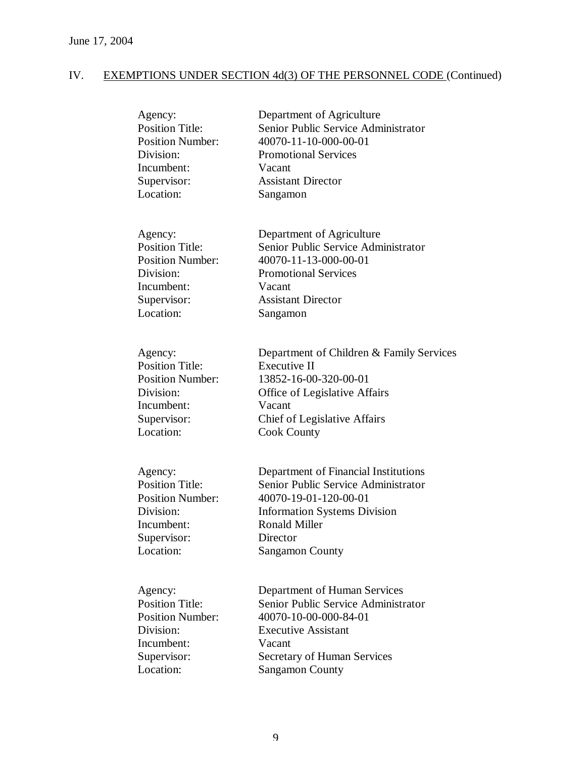June 17, 2004

## IV. EXEMPTIONS UNDER SECTION 4d(3) OF THE PERSONNEL CODE (Continued)

| | |
|---|---|
| Agency: | Department of Agriculture |
| Position Title: | Senior Public Service Administrator |
| Position Number: | 40070-11-10-000-00-01 |
| Division: | Promotional Services |
| Incumbent: | Vacant |
| Supervisor: | Assistant Director |
| Location: | Sangamon |

| | |
|---|---|
| Agency: | Department of Agriculture |
| Position Title: | Senior Public Service Administrator |
| Position Number: | 40070-11-13-000-00-01 |
| Division: | Promotional Services |
| Incumbent: | Vacant |
| Supervisor: | Assistant Director |
| Location: | Sangamon |

| | |
|---|---|
| Agency: | Department of Children & Family Services |
| Position Title: | Executive II |
| Position Number: | 13852-16-00-320-00-01 |
| Division: | Office of Legislative Affairs |
| Incumbent: | Vacant |
| Supervisor: | Chief of Legislative Affairs |
| Location: | Cook County |

| | |
|---|---|
| Agency: | Department of Financial Institutions |
| Position Title: | Senior Public Service Administrator |
| Position Number: | 40070-19-01-120-00-01 |
| Division: | Information Systems Division |
| Incumbent: | Ronald Miller |
| Supervisor: | Director |
| Location: | Sangamon County |

| | |
|---|---|
| Agency: | Department of Human Services |
| Position Title: | Senior Public Service Administrator |
| Position Number: | 40070-10-00-000-84-01 |
| Division: | Executive Assistant |
| Incumbent: | Vacant |
| Supervisor: | Secretary of Human Services |
| Location: | Sangamon County |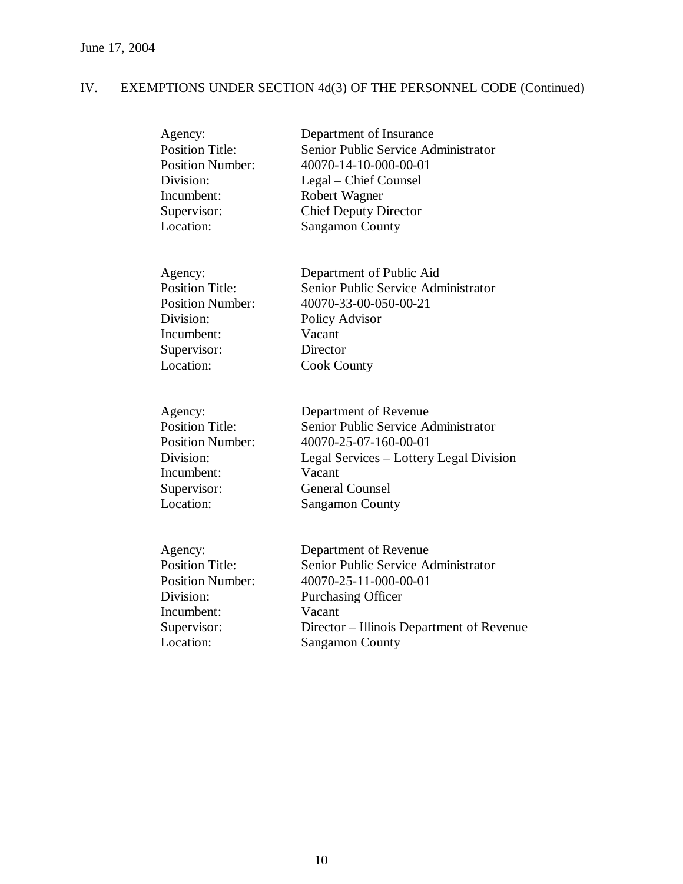June 17, 2004

## IV. EXEMPTIONS UNDER SECTION 4d(3) OF THE PERSONNEL CODE (Continued)

| | |
|---|---|
| Agency: | Department of Insurance |
| Position Title: | Senior Public Service Administrator |
| Position Number: | 40070-14-10-000-00-01 |
| Division: | Legal – Chief Counsel |
| Incumbent: | Robert Wagner |
| Supervisor: | Chief Deputy Director |
| Location: | Sangamon County |

| | |
|---|---|
| Agency: | Department of Public Aid |
| Position Title: | Senior Public Service Administrator |
| Position Number: | 40070-33-00-050-00-21 |
| Division: | Policy Advisor |
| Incumbent: | Vacant |
| Supervisor: | Director |
| Location: | Cook County |

| | |
|---|---|
| Agency: | Department of Revenue |
| Position Title: | Senior Public Service Administrator |
| Position Number: | 40070-25-07-160-00-01 |
| Division: | Legal Services – Lottery Legal Division |
| Incumbent: | Vacant |
| Supervisor: | General Counsel |
| Location: | Sangamon County |

| | |
|---|---|
| Agency: | Department of Revenue |
| Position Title: | Senior Public Service Administrator |
| Position Number: | 40070-25-11-000-00-01 |
| Division: | Purchasing Officer |
| Incumbent: | Vacant |
| Supervisor: | Director – Illinois Department of Revenue |
| Location: | Sangamon County |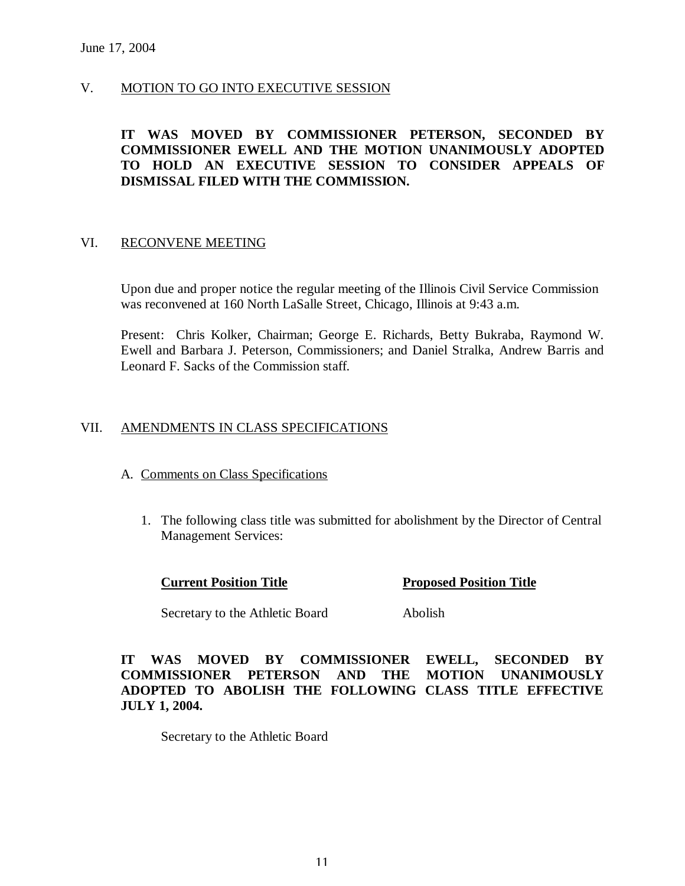June 17, 2004

## V. MOTION TO GO INTO EXECUTIVE SESSION

**IT WAS MOVED BY COMMISSIONER PETERSON, SECONDED BY COMMISSIONER EWELL AND THE MOTION UNANIMOUSLY ADOPTED TO HOLD AN EXECUTIVE SESSION TO CONSIDER APPEALS OF DISMISSAL FILED WITH THE COMMISSION.**

## VI. RECONVENE MEETING

Upon due and proper notice the regular meeting of the Illinois Civil Service Commission was reconvened at 160 North LaSalle Street, Chicago, Illinois at 9:43 a.m.

Present: Chris Kolker, Chairman; George E. Richards, Betty Bukraba, Raymond W. Ewell and Barbara J. Peterson, Commissioners; and Daniel Stralka, Andrew Barris and Leonard F. Sacks of the Commission staff.

## VII. AMENDMENTS IN CLASS SPECIFICATIONS

### A. Comments on Class Specifications

1. The following class title was submitted for abolishment by the Director of Central Management Services:

| Current Position Title | Proposed Position Title |
| --- | --- |
| Secretary to the Athletic Board | Abolish |

**IT WAS MOVED BY COMMISSIONER EWELL, SECONDED BY COMMISSIONER PETERSON AND THE MOTION UNANIMOUSLY ADOPTED TO ABOLISH THE FOLLOWING CLASS TITLE EFFECTIVE JULY 1, 2004.**

Secretary to the Athletic Board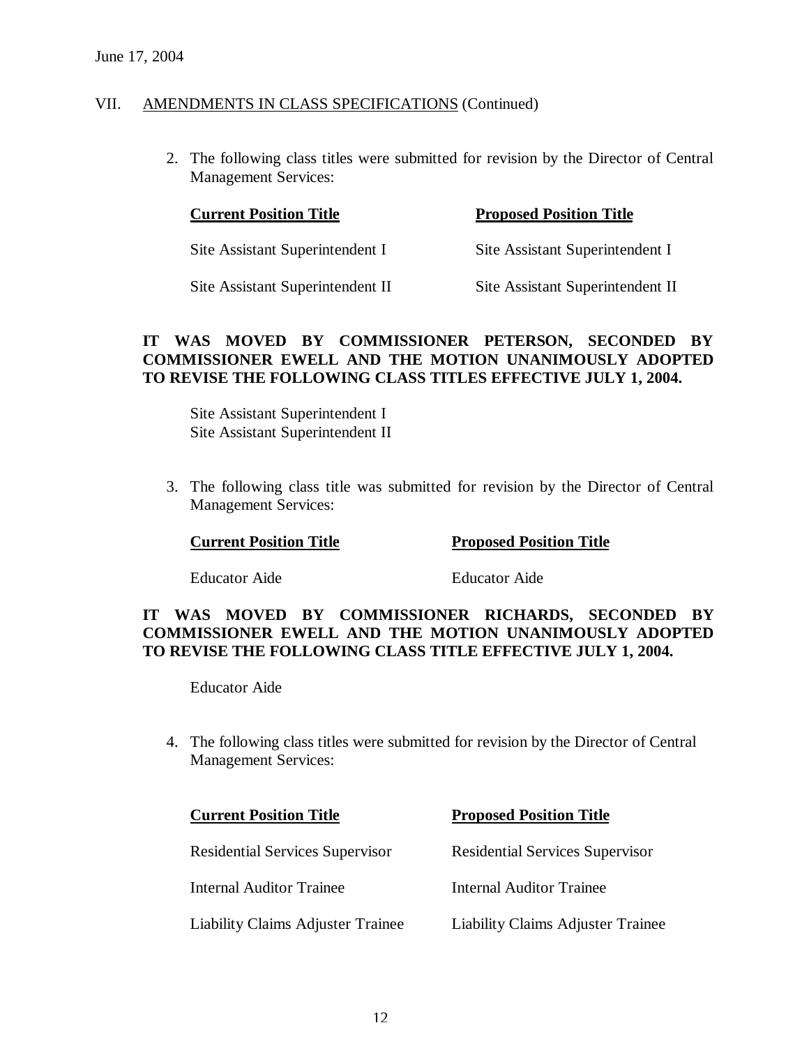June 17, 2004

VII. AMENDMENTS IN CLASS SPECIFICATIONS (Continued)

2. The following class titles were submitted for revision by the Director of Central Management Services:

| **Current Position Title** | **Proposed Position Title** |
|---|---|
| Site Assistant Superintendent I | Site Assistant Superintendent I |
| Site Assistant Superintendent II | Site Assistant Superintendent II |

**IT WAS MOVED BY COMMISSIONER PETERSON, SECONDED BY COMMISSIONER EWELL AND THE MOTION UNANIMOUSLY ADOPTED TO REVISE THE FOLLOWING CLASS TITLES EFFECTIVE JULY 1, 2004.**

Site Assistant Superintendent I
Site Assistant Superintendent II

3. The following class title was submitted for revision by the Director of Central Management Services:

| **Current Position Title** | **Proposed Position Title** |
|---|---|
| Educator Aide | Educator Aide |

**IT WAS MOVED BY COMMISSIONER RICHARDS, SECONDED BY COMMISSIONER EWELL AND THE MOTION UNANIMOUSLY ADOPTED TO REVISE THE FOLLOWING CLASS TITLE EFFECTIVE JULY 1, 2004.**

Educator Aide

4. The following class titles were submitted for revision by the Director of Central Management Services:

| **Current Position Title** | **Proposed Position Title** |
|---|---|
| Residential Services Supervisor | Residential Services Supervisor |
| Internal Auditor Trainee | Internal Auditor Trainee |
| Liability Claims Adjuster Trainee | Liability Claims Adjuster Trainee |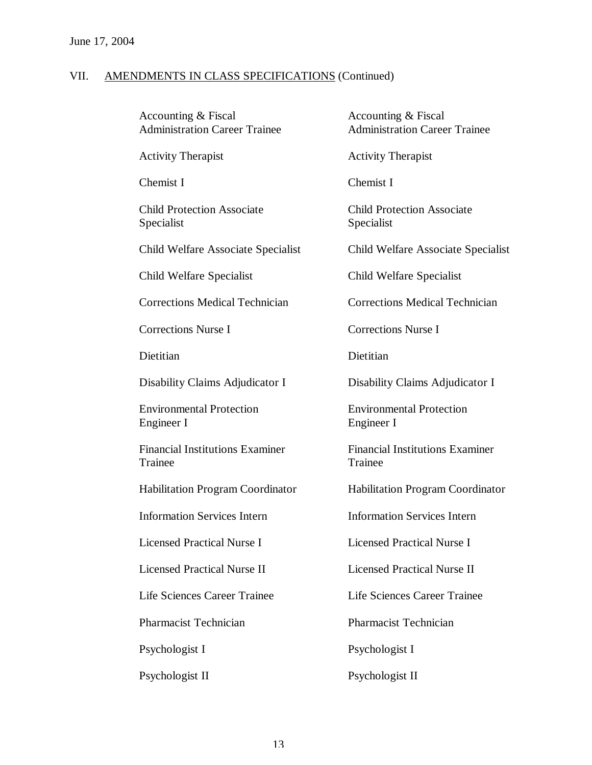June 17, 2004

VII. AMENDMENTS IN CLASS SPECIFICATIONS (Continued)

| | |
|---|---|
| Accounting & Fiscal Administration Career Trainee | Accounting & Fiscal Administration Career Trainee |
| Activity Therapist | Activity Therapist |
| Chemist I | Chemist I |
| Child Protection Associate Specialist | Child Protection Associate Specialist |
| Child Welfare Associate Specialist | Child Welfare Associate Specialist |
| Child Welfare Specialist | Child Welfare Specialist |
| Corrections Medical Technician | Corrections Medical Technician |
| Corrections Nurse I | Corrections Nurse I |
| Dietitian | Dietitian |
| Disability Claims Adjudicator I | Disability Claims Adjudicator I |
| Environmental Protection Engineer I | Environmental Protection Engineer I |
| Financial Institutions Examiner Trainee | Financial Institutions Examiner Trainee |
| Habilitation Program Coordinator | Habilitation Program Coordinator |
| Information Services Intern | Information Services Intern |
| Licensed Practical Nurse I | Licensed Practical Nurse I |
| Licensed Practical Nurse II | Licensed Practical Nurse II |
| Life Sciences Career Trainee | Life Sciences Career Trainee |
| Pharmacist Technician | Pharmacist Technician |
| Psychologist I | Psychologist I |
| Psychologist II | Psychologist II |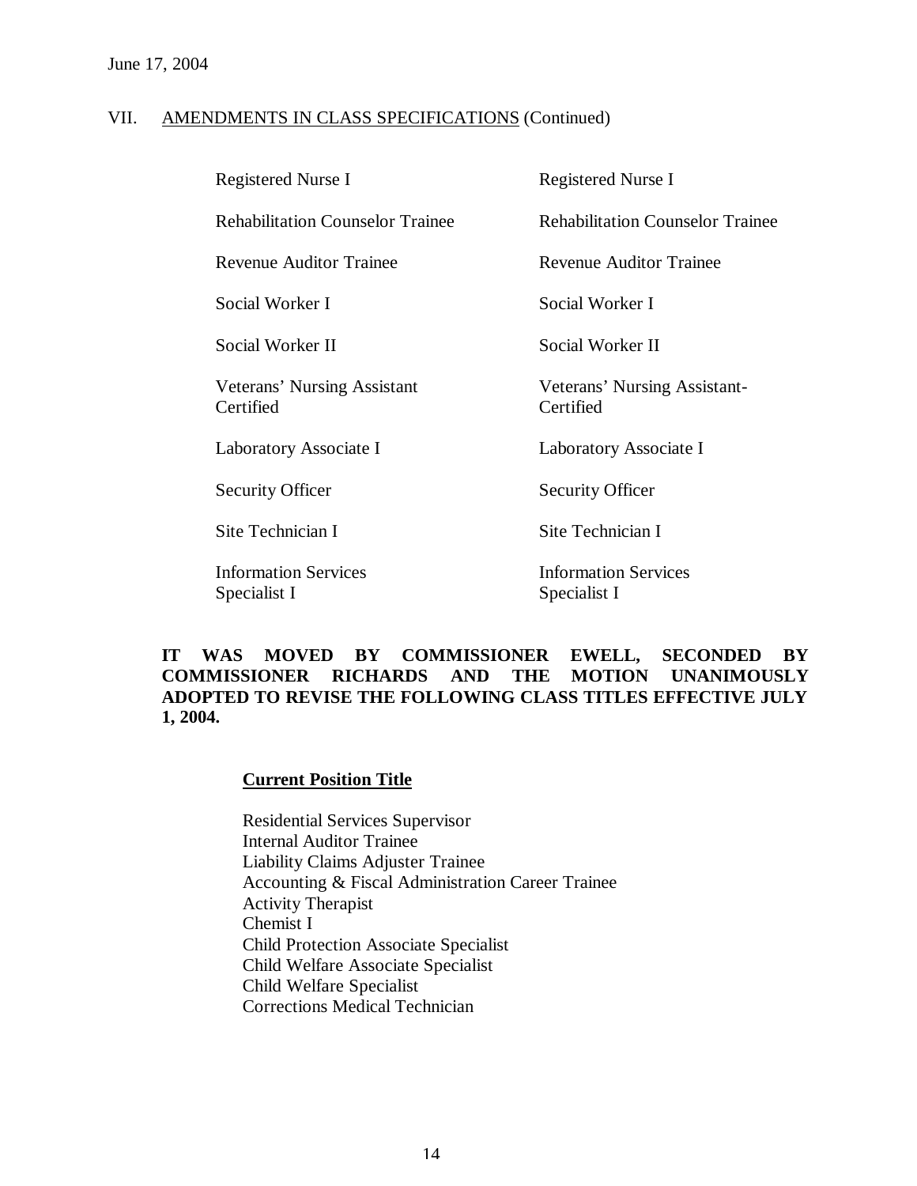June 17, 2004

VII. AMENDMENTS IN CLASS SPECIFICATIONS (Continued)

| | |
|---|---|
| Registered Nurse I | Registered Nurse I |
| Rehabilitation Counselor Trainee | Rehabilitation Counselor Trainee |
| Revenue Auditor Trainee | Revenue Auditor Trainee |
| Social Worker I | Social Worker I |
| Social Worker II | Social Worker II |
| Veterans' Nursing Assistant Certified | Veterans' Nursing Assistant-Certified |
| Laboratory Associate I | Laboratory Associate I |
| Security Officer | Security Officer |
| Site Technician I | Site Technician I |
| Information Services Specialist I | Information Services Specialist I |

**IT WAS MOVED BY COMMISSIONER EWELL, SECONDED BY COMMISSIONER RICHARDS AND THE MOTION UNANIMOUSLY ADOPTED TO REVISE THE FOLLOWING CLASS TITLES EFFECTIVE JULY 1, 2004.**

**Current Position Title**

Residential Services Supervisor
Internal Auditor Trainee
Liability Claims Adjuster Trainee
Accounting & Fiscal Administration Career Trainee
Activity Therapist
Chemist I
Child Protection Associate Specialist
Child Welfare Associate Specialist
Child Welfare Specialist
Corrections Medical Technician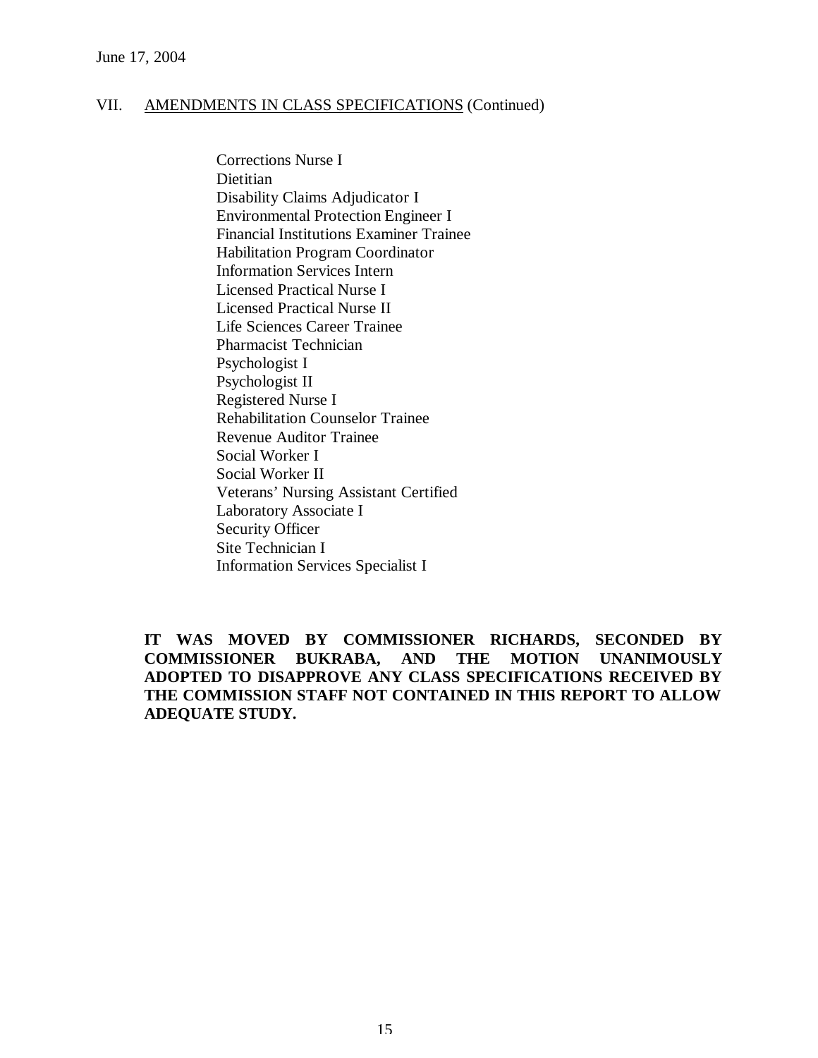## VII. AMENDMENTS IN CLASS SPECIFICATIONS (Continued)

Corrections Nurse I
Dietitian
Disability Claims Adjudicator I
Environmental Protection Engineer I
Financial Institutions Examiner Trainee
Habilitation Program Coordinator
Information Services Intern
Licensed Practical Nurse I
Licensed Practical Nurse II
Life Sciences Career Trainee
Pharmacist Technician
Psychologist I
Psychologist II
Registered Nurse I
Rehabilitation Counselor Trainee
Revenue Auditor Trainee
Social Worker I
Social Worker II
Veterans' Nursing Assistant Certified
Laboratory Associate I
Security Officer
Site Technician I
Information Services Specialist I

**IT WAS MOVED BY COMMISSIONER RICHARDS, SECONDED BY COMMISSIONER BUKRABA, AND THE MOTION UNANIMOUSLY ADOPTED TO DISAPPROVE ANY CLASS SPECIFICATIONS RECEIVED BY THE COMMISSION STAFF NOT CONTAINED IN THIS REPORT TO ALLOW ADEQUATE STUDY.**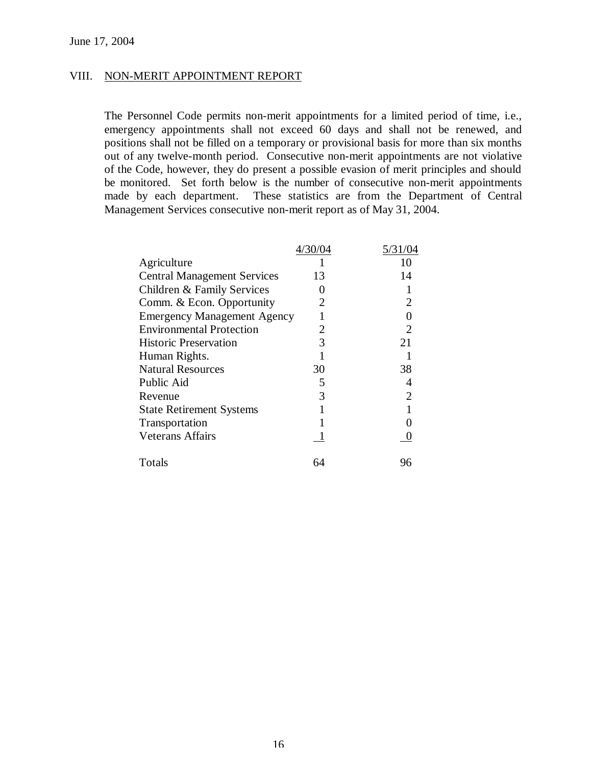June 17, 2004

## VIII. NON-MERIT APPOINTMENT REPORT

The Personnel Code permits non-merit appointments for a limited period of time, i.e., emergency appointments shall not exceed 60 days and shall not be renewed, and positions shall not be filled on a temporary or provisional basis for more than six months out of any twelve-month period. Consecutive non-merit appointments are not violative of the Code, however, they do present a possible evasion of merit principles and should be monitored. Set forth below is the number of consecutive non-merit appointments made by each department. These statistics are from the Department of Central Management Services consecutive non-merit report as of May 31, 2004.

| | 4/30/04 | 5/31/04 |
|---|---|---|
| Agriculture | 1 | 10 |
| Central Management Services | 13 | 14 |
| Children & Family Services | 0 | 1 |
| Comm. & Econ. Opportunity | 2 | 2 |
| Emergency Management Agency | 1 | 0 |
| Environmental Protection | 2 | 2 |
| Historic Preservation | 3 | 21 |
| Human Rights. | 1 | 1 |
| Natural Resources | 30 | 38 |
| Public Aid | 5 | 4 |
| Revenue | 3 | 2 |
| State Retirement Systems | 1 | 1 |
| Transportation | 1 | 0 |
| Veterans Affairs | 1 | 0 |
| Totals | 64 | 96 |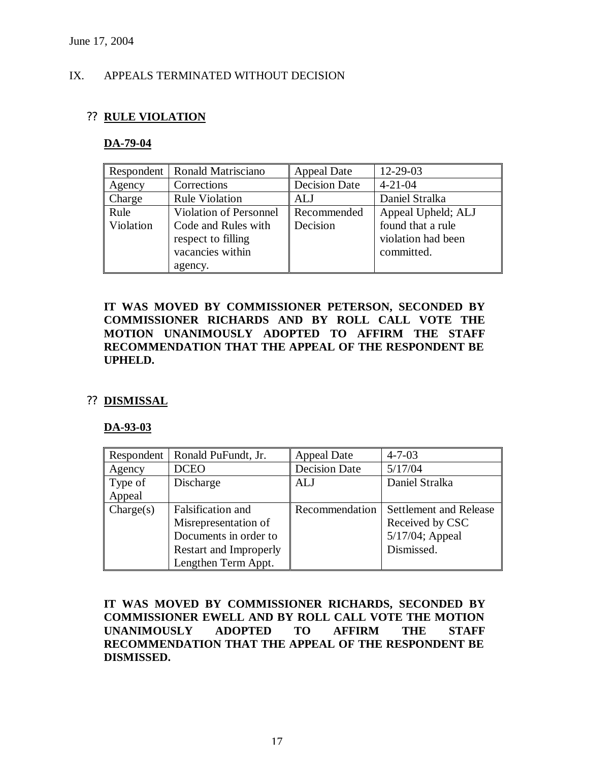June 17, 2004

IX. APPEALS TERMINATED WITHOUT DECISION

?? **RULE VIOLATION**

**DA-79-04**

| Respondent | Ronald Matrisciano | Appeal Date | 12-29-03 |
|---|---|---|---|
| Agency | Corrections | Decision Date | 4-21-04 |
| Charge | Rule Violation | ALJ | Daniel Stralka |
| Rule Violation | Violation of Personnel Code and Rules with respect to filling vacancies within agency. | Recommended Decision | Appeal Upheld; ALJ found that a rule violation had been committed. |

**IT WAS MOVED BY COMMISSIONER PETERSON, SECONDED BY COMMISSIONER RICHARDS AND BY ROLL CALL VOTE THE MOTION UNANIMOUSLY ADOPTED TO AFFIRM THE STAFF RECOMMENDATION THAT THE APPEAL OF THE RESPONDENT BE UPHELD.**

?? **DISMISSAL**

**DA-93-03**

| Respondent | Ronald PuFundt, Jr. | Appeal Date | 4-7-03 |
|---|---|---|---|
| Agency | DCEO | Decision Date | 5/17/04 |
| Type of Appeal | Discharge | ALJ | Daniel Stralka |
| Charge(s) | Falsification and Misrepresentation of Documents in order to Restart and Improperly Lengthen Term Appt. | Recommendation | Settlement and Release Received by CSC 5/17/04; Appeal Dismissed. |

**IT WAS MOVED BY COMMISSIONER RICHARDS, SECONDED BY COMMISSIONER EWELL AND BY ROLL CALL VOTE THE MOTION UNANIMOUSLY ADOPTED TO AFFIRM THE STAFF RECOMMENDATION THAT THE APPEAL OF THE RESPONDENT BE DISMISSED.**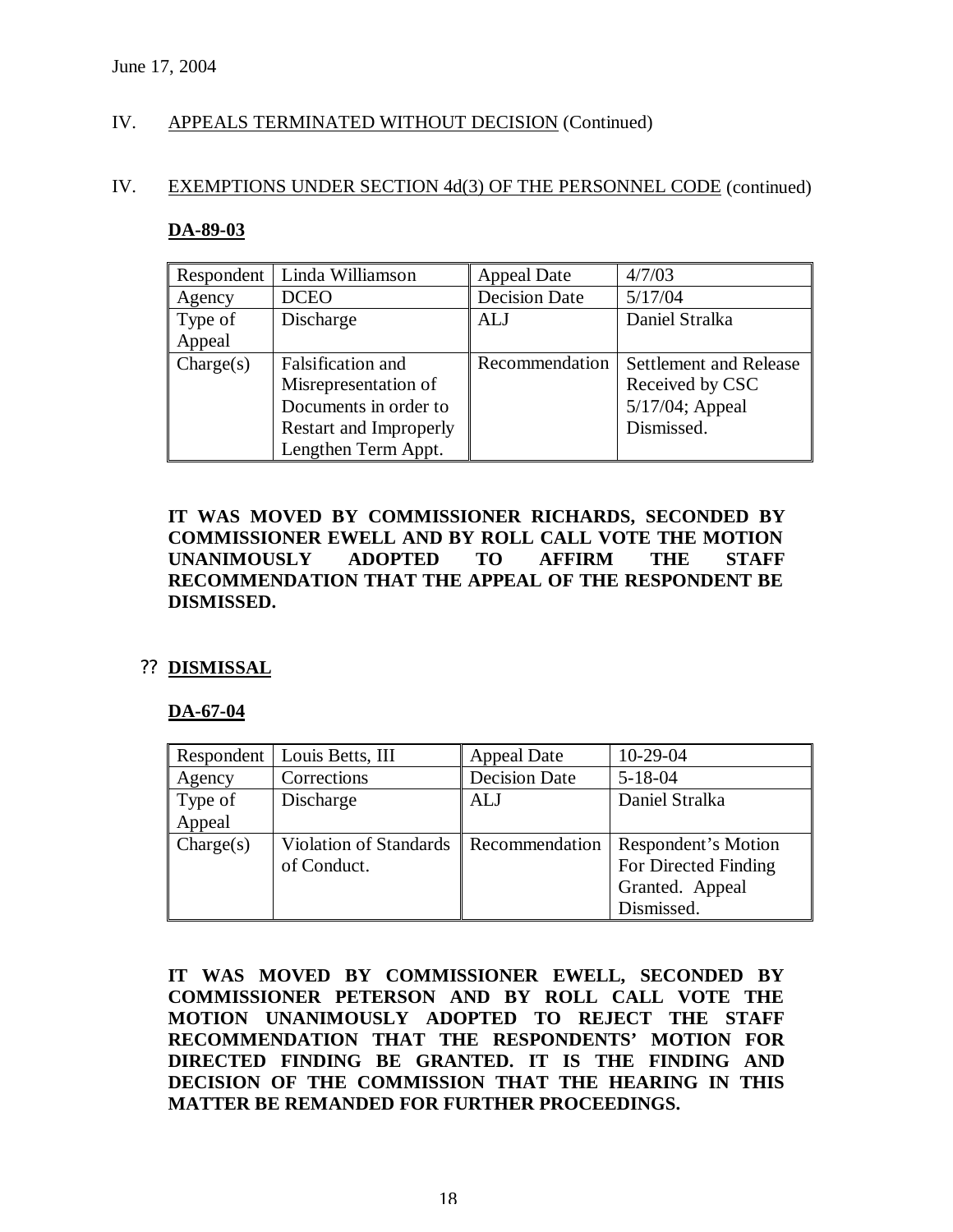June 17, 2004

IV. APPEALS TERMINATED WITHOUT DECISION (Continued)

IV. EXEMPTIONS UNDER SECTION 4d(3) OF THE PERSONNEL CODE (continued)

**DA-89-03**

| Respondent | Linda Williamson | Appeal Date | 4/7/03 |
|---|---|---|---|
| Agency | DCEO | Decision Date | 5/17/04 |
| Type of Appeal | Discharge | ALJ | Daniel Stralka |
| Charge(s) | Falsification and Misrepresentation of Documents in order to Restart and Improperly Lengthen Term Appt. | Recommendation | Settlement and Release Received by CSC 5/17/04; Appeal Dismissed. |

**IT WAS MOVED BY COMMISSIONER RICHARDS, SECONDED BY COMMISSIONER EWELL AND BY ROLL CALL VOTE THE MOTION UNANIMOUSLY ADOPTED TO AFFIRM THE STAFF RECOMMENDATION THAT THE APPEAL OF THE RESPONDENT BE DISMISSED.**

?? **DISMISSAL**

**DA-67-04**

| Respondent | Louis Betts, III | Appeal Date | 10-29-04 |
|---|---|---|---|
| Agency | Corrections | Decision Date | 5-18-04 |
| Type of Appeal | Discharge | ALJ | Daniel Stralka |
| Charge(s) | Violation of Standards of Conduct. | Recommendation | Respondent's Motion For Directed Finding Granted. Appeal Dismissed. |

**IT WAS MOVED BY COMMISSIONER EWELL, SECONDED BY COMMISSIONER PETERSON AND BY ROLL CALL VOTE THE MOTION UNANIMOUSLY ADOPTED TO REJECT THE STAFF RECOMMENDATION THAT THE RESPONDENTS' MOTION FOR DIRECTED FINDING BE GRANTED. IT IS THE FINDING AND DECISION OF THE COMMISSION THAT THE HEARING IN THIS MATTER BE REMANDED FOR FURTHER PROCEEDINGS.**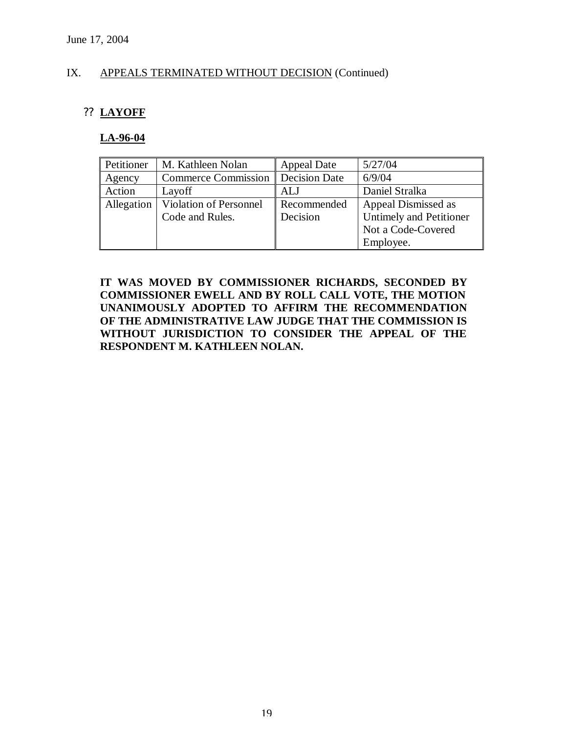June 17, 2004

IX. APPEALS TERMINATED WITHOUT DECISION (Continued)

?? **LAYOFF**

**LA-96-04**

| Petitioner | M. Kathleen Nolan | Appeal Date | 5/27/04 |
|---|---|---|---|
| Agency | Commerce Commission | Decision Date | 6/9/04 |
| Action | Layoff | ALJ | Daniel Stralka |
| Allegation | Violation of Personnel Code and Rules. | Recommended Decision | Appeal Dismissed as Untimely and Petitioner Not a Code-Covered Employee. |

**IT WAS MOVED BY COMMISSIONER RICHARDS, SECONDED BY COMMISSIONER EWELL AND BY ROLL CALL VOTE, THE MOTION UNANIMOUSLY ADOPTED TO AFFIRM THE RECOMMENDATION OF THE ADMINISTRATIVE LAW JUDGE THAT THE COMMISSION IS WITHOUT JURISDICTION TO CONSIDER THE APPEAL OF THE RESPONDENT M. KATHLEEN NOLAN.**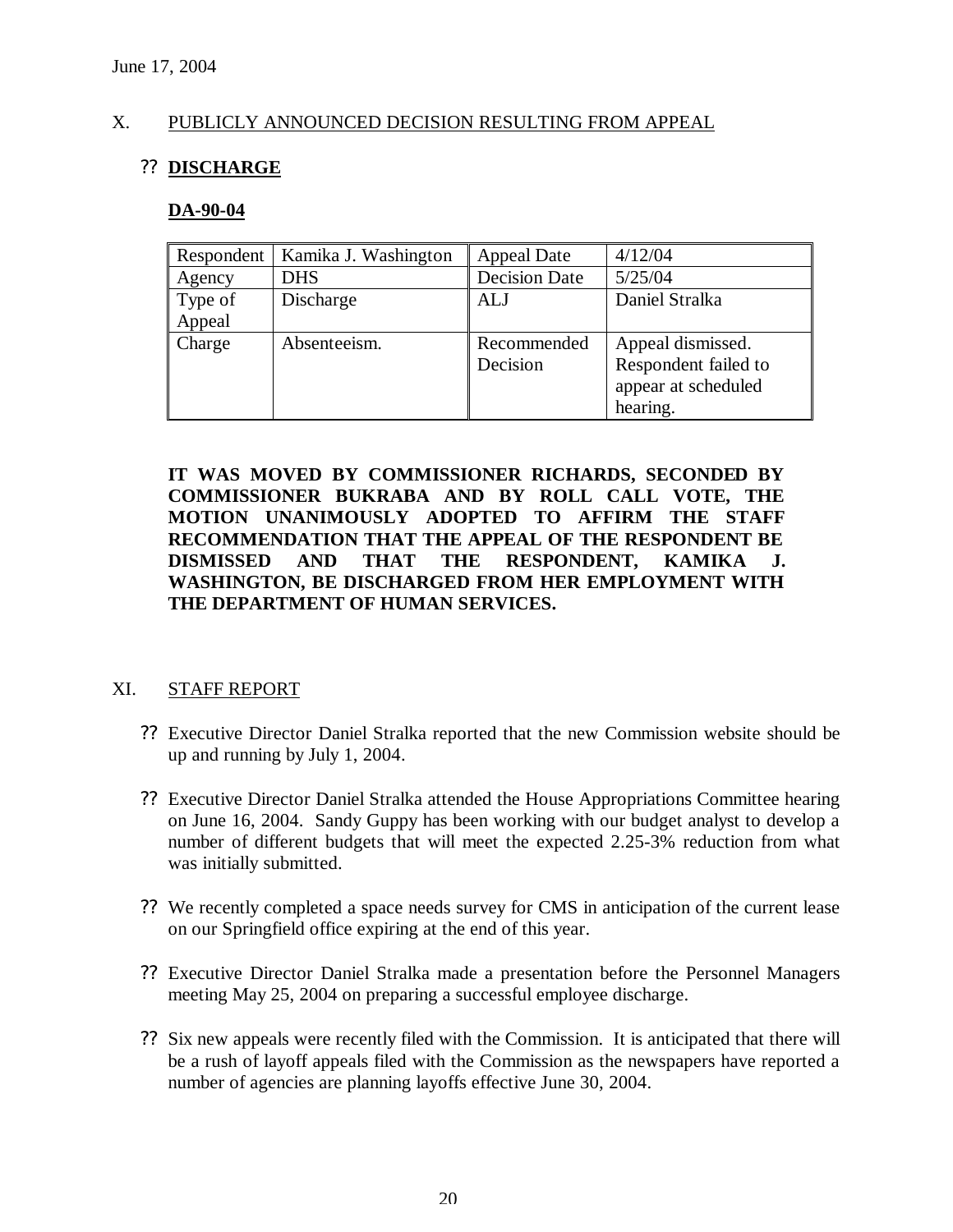June 17, 2004

X. PUBLICLY ANNOUNCED DECISION RESULTING FROM APPEAL

?? **DISCHARGE**

**DA-90-04**

| Respondent | Kamika J. Washington | Appeal Date | 4/12/04 |
|---|---|---|---|
| Agency | DHS | Decision Date | 5/25/04 |
| Type of Appeal | Discharge | ALJ | Daniel Stralka |
| Charge | Absenteeism. | Recommended Decision | Appeal dismissed. Respondent failed to appear at scheduled hearing. |

**IT WAS MOVED BY COMMISSIONER RICHARDS, SECONDED BY COMMISSIONER BUKRABA AND BY ROLL CALL VOTE, THE MOTION UNANIMOUSLY ADOPTED TO AFFIRM THE STAFF RECOMMENDATION THAT THE APPEAL OF THE RESPONDENT BE DISMISSED AND THAT THE RESPONDENT, KAMIKA J. WASHINGTON, BE DISCHARGED FROM HER EMPLOYMENT WITH THE DEPARTMENT OF HUMAN SERVICES.**

XI. STAFF REPORT

?? Executive Director Daniel Stralka reported that the new Commission website should be up and running by July 1, 2004.

?? Executive Director Daniel Stralka attended the House Appropriations Committee hearing on June 16, 2004. Sandy Guppy has been working with our budget analyst to develop a number of different budgets that will meet the expected 2.25-3% reduction from what was initially submitted.

?? We recently completed a space needs survey for CMS in anticipation of the current lease on our Springfield office expiring at the end of this year.

?? Executive Director Daniel Stralka made a presentation before the Personnel Managers meeting May 25, 2004 on preparing a successful employee discharge.

?? Six new appeals were recently filed with the Commission. It is anticipated that there will be a rush of layoff appeals filed with the Commission as the newspapers have reported a number of agencies are planning layoffs effective June 30, 2004.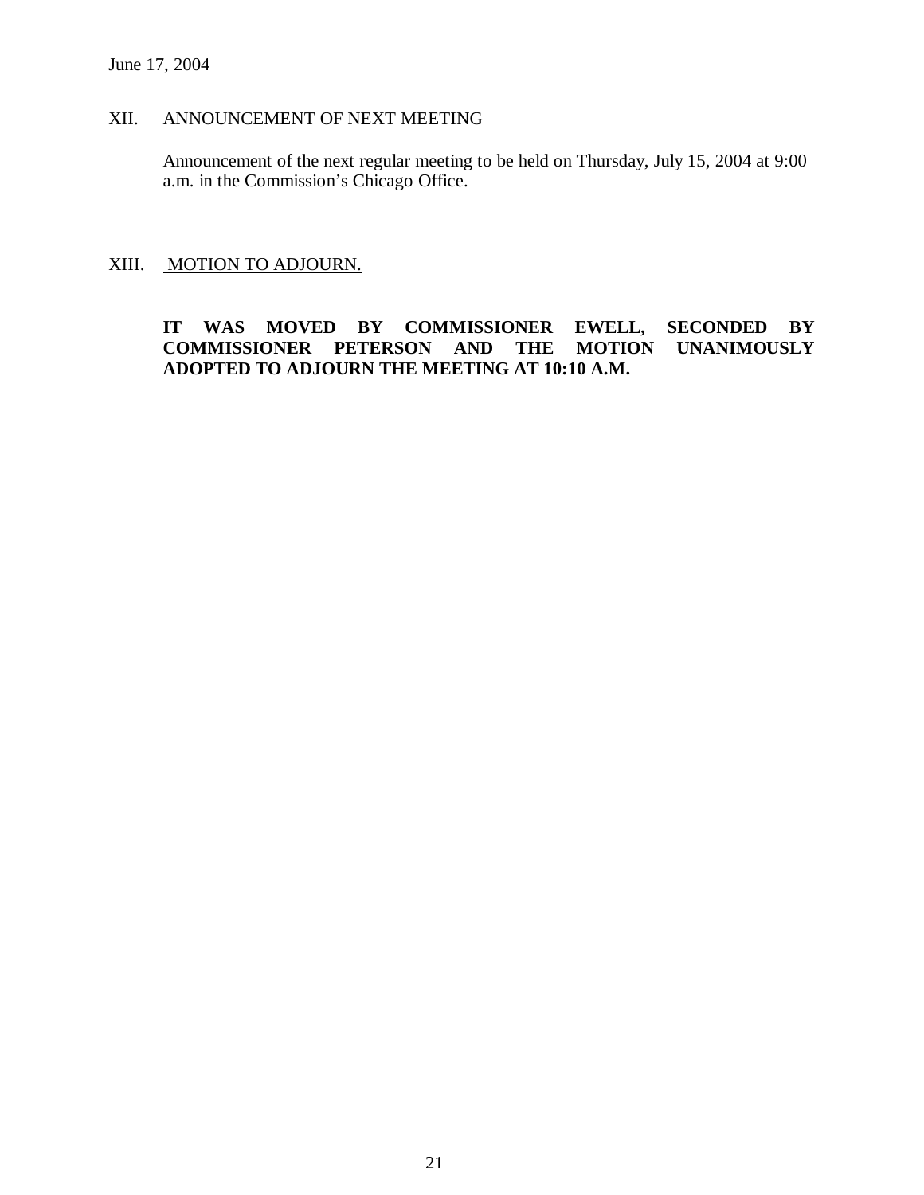June 17, 2004

## XII. ANNOUNCEMENT OF NEXT MEETING

Announcement of the next regular meeting to be held on Thursday, July 15, 2004 at 9:00 a.m. in the Commission's Chicago Office.

## XIII. MOTION TO ADJOURN.

**IT WAS MOVED BY COMMISSIONER EWELL, SECONDED BY COMMISSIONER PETERSON AND THE MOTION UNANIMOUSLY ADOPTED TO ADJOURN THE MEETING AT 10:10 A.M.**